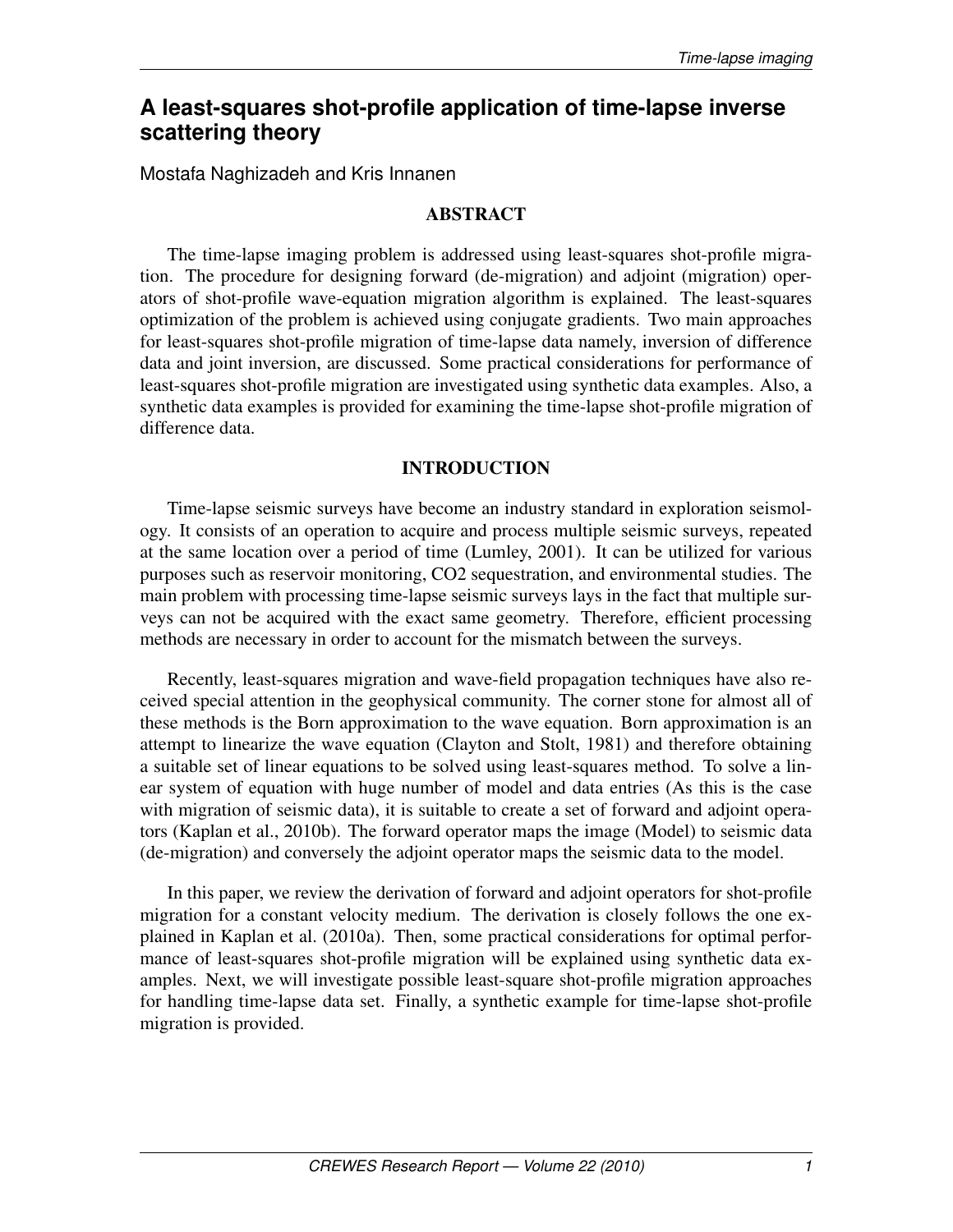# A least-squares shot-profile application of time-lapse inverse scattering theory

Mostafa Naghizadeh and Kris Innanen

## ABSTRACT

The time-lapse imaging problem is addressed using least-squares shot-profile migration. The procedure for designing forward (de-migration) and adjoint (migration) operators of shot-profile wave-equation migration algorithm is explained. The least-squares optimization of the problem is achieved using conjugate gradients. Two main approaches for least-squares shot-profile migration of time-lapse data namely, inversion of difference data and joint inversion, are discussed. Some practical considerations for performance of least-squares shot-profile migration are investigated using synthetic data examples. Also, a synthetic data examples is provided for examining the time-lapse shot-profile migration of difference data.

## INTRODUCTION

Time-lapse seismic surveys have become an industry standard in exploration seismology. It consists of an operation to acquire and process multiple seismic surveys, repeated at the same location over a period of time (Lumley, 2001). It can be utilized for various purposes such as reservoir monitoring, CO2 sequestration, and environmental studies. The main problem with processing time-lapse seismic surveys lays in the fact that multiple surveys can not be acquired with the exact same geometry. Therefore, efficient processing methods are necessary in order to account for the mismatch between the surveys.

Recently, least-squares migration and wave-field propagation techniques have also received special attention in the geophysical community. The corner stone for almost all of these methods is the Born approximation to the wave equation. Born approximation is an attempt to linearize the wave equation (Clayton and Stolt, 1981) and therefore obtaining a suitable set of linear equations to be solved using least-squares method. To solve a linear system of equation with huge number of model and data entries (As this is the case with migration of seismic data), it is suitable to create a set of forward and adjoint operators (Kaplan et al., 2010b). The forward operator maps the image (Model) to seismic data (de-migration) and conversely the adjoint operator maps the seismic data to the model.

In this paper, we review the derivation of forward and adjoint operators for shot-profile migration for a constant velocity medium. The derivation is closely follows the one explained in Kaplan et al. (2010a). Then, some practical considerations for optimal performance of least-squares shot-profile migration will be explained using synthetic data examples. Next, we will investigate possible least-square shot-profile migration approaches for handling time-lapse data set. Finally, a synthetic example for time-lapse shot-profile migration is provided.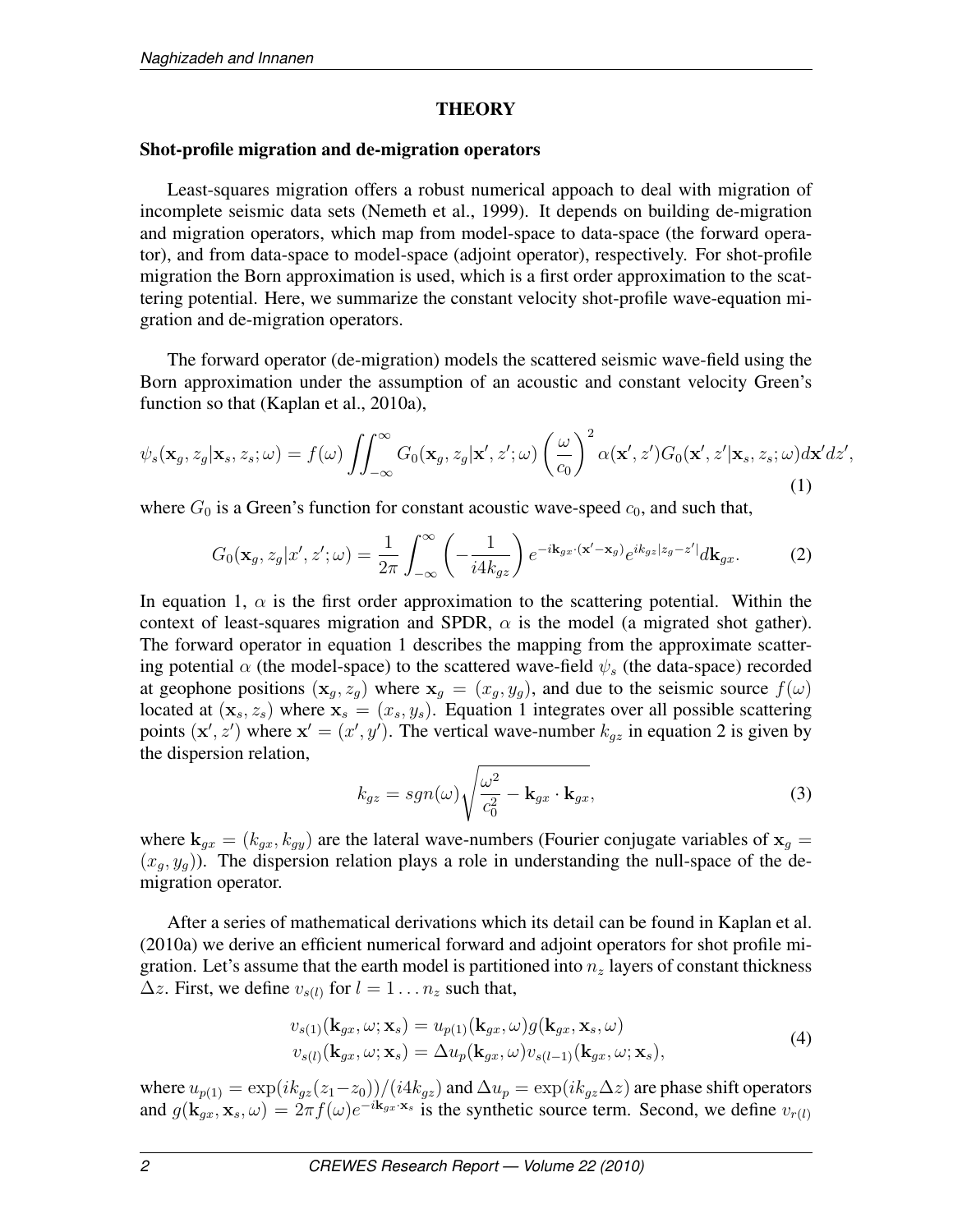## THEORY

### Shot-profile migration and de-migration operators

Least-squares migration offers a robust numerical appoach to deal with migration of incomplete seismic data sets (Nemeth et al., 1999). It depends on building de-migration and migration operators, which map from model-space to data-space (the forward operator), and from data-space to model-space (adjoint operator), respectively. For shot-profile migration the Born approximation is used, which is a first order approximation to the scattering potential. Here, we summarize the constant velocity shot-profile wave-equation migration and de-migration operators.

The forward operator (de-migration) models the scattered seismic wave-field using the Born approximation under the assumption of an acoustic and constant velocity Green's function so that (Kaplan et al., 2010a),

$$\psi_s(\mathbf{x}_g, z_g|\mathbf{x}_s, z_s; \omega) = f(\omega) \iint_{-\infty}^{\infty} G_0(\mathbf{x}_g, z_g|\mathbf{x}', z'; \omega) \left(\frac{\omega}{c_0}\right)^2 \alpha(\mathbf{x}', z') G_0(\mathbf{x}', z'|\mathbf{x}_s, z_s; \omega) d\mathbf{x}' dz', \tag{1}$$

where $G_0$ is a Green's function for constant acoustic wave-speed $c_0$, and such that,

$$G_0(\mathbf{x}_g, z_g|x', z'; \omega) = \frac{1}{2\pi} \int_{-\infty}^{\infty} \left(-\frac{1}{i4k_{gz}}\right) e^{-i\mathbf{k}_{gx}\cdot(\mathbf{x}'-\mathbf{x}_g)} e^{ik_{gz}|z_g - z'|} d\mathbf{k}_{gx}. \tag{2}$$

In equation 1, $\alpha$ is the first order approximation to the scattering potential. Within the context of least-squares migration and SPDR, $\alpha$ is the model (a migrated shot gather). The forward operator in equation 1 describes the mapping from the approximate scattering potential $\alpha$ (the model-space) to the scattered wave-field $\psi_s$ (the data-space) recorded at geophone positions $(\mathbf{x}_g, z_g)$ where $\mathbf{x}_g = (x_g, y_g)$, and due to the seismic source $f(\omega)$ located at $(\mathbf{x}_s, z_s)$ where $\mathbf{x}_s = (x_s, y_s)$. Equation 1 integrates over all possible scattering points $(\mathbf{x}', z')$ where $\mathbf{x}' = (x', y')$. The vertical wave-number $k_{gz}$ in equation 2 is given by the dispersion relation,

$$k_{gz} = sgn(\omega) \sqrt{\frac{\omega^2}{c_0^2} - \mathbf{k}_{gx} \cdot \mathbf{k}_{gx}}, \tag{3}$$

where $\mathbf{k}_{gx} = (k_{gx}, k_{gy})$ are the lateral wave-numbers (Fourier conjugate variables of $\mathbf{x}_g = (x_g, y_g)$). The dispersion relation plays a role in understanding the null-space of the de-migration operator.

After a series of mathematical derivations which its detail can be found in Kaplan et al. (2010a) we derive an efficient numerical forward and adjoint operators for shot profile migration. Let's assume that the earth model is partitioned into $n_z$ layers of constant thickness $\Delta z$. First, we define $v_{s(l)}$ for $l = 1 \ldots n_z$ such that,

$$\begin{aligned} v_{s(1)}(\mathbf{k}_{gx}, \omega; \mathbf{x}_s) &= u_{p(1)}(\mathbf{k}_{gx}, \omega) g(\mathbf{k}_{gx}, \mathbf{x}_s, \omega) \\ v_{s(l)}(\mathbf{k}_{gx}, \omega; \mathbf{x}_s) &= \Delta u_p(\mathbf{k}_{gx}, \omega) v_{s(l-1)}(\mathbf{k}_{gx}, \omega; \mathbf{x}_s), \end{aligned} \tag{4}$$

where $u_{p(1)} = \exp(ik_{gz}(z_1 - z_0))/(i4k_{gz})$ and $\Delta u_p = \exp(ik_{gz}\Delta z)$ are phase shift operators and $g(\mathbf{k}_{gx}, \mathbf{x}_s, \omega) = 2\pi f(\omega) e^{-i\mathbf{k}_{gx}\cdot\mathbf{x}_s}$ is the synthetic source term. Second, we define $v_{r(l)}$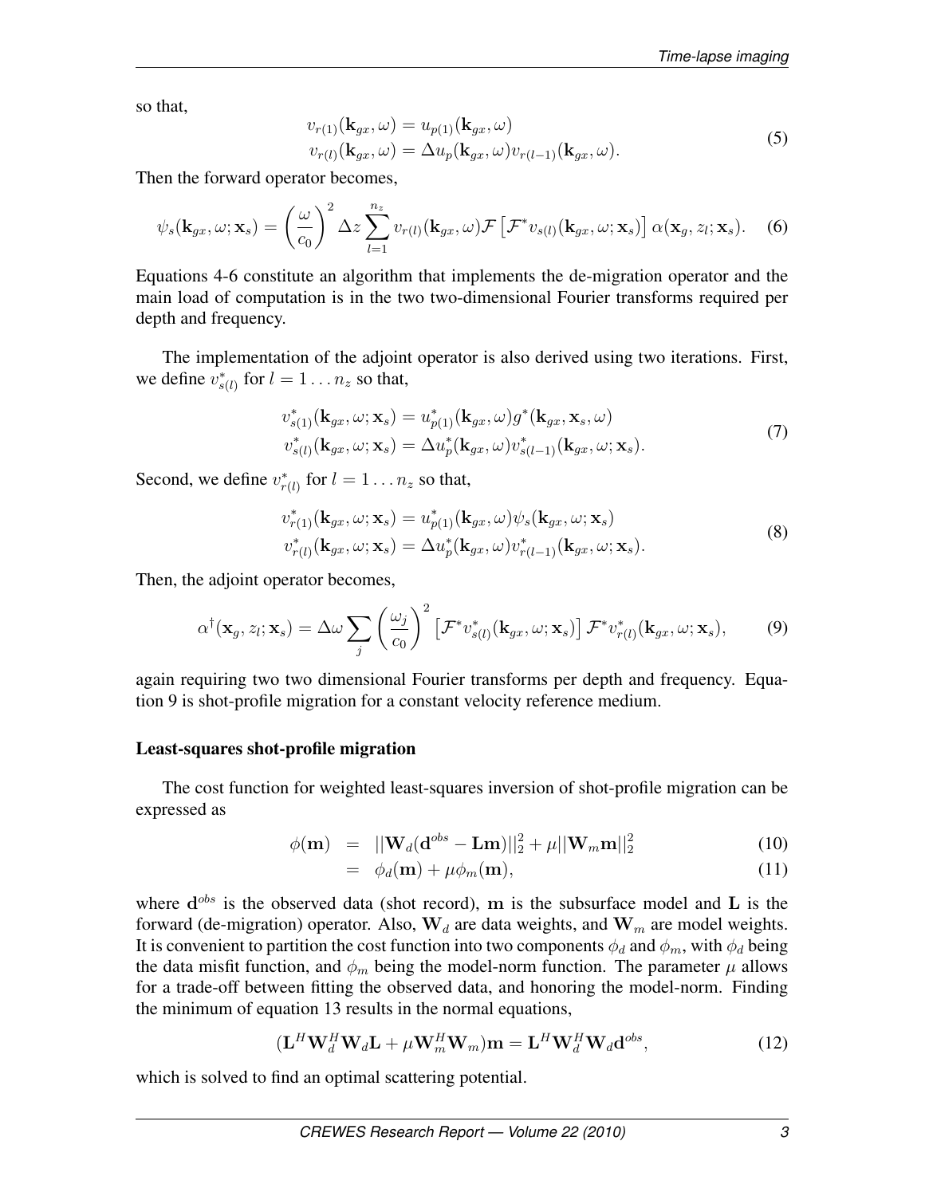so that,

$$
\begin{aligned}
v_{r(1)}(\mathbf{k}_{gx}, \omega) &= u_{p(1)}(\mathbf{k}_{gx}, \omega) \\
v_{r(l)}(\mathbf{k}_{gx}, \omega) &= \Delta u_p(\mathbf{k}_{gx}, \omega) v_{r(l-1)}(\mathbf{k}_{gx}, \omega).
\end{aligned} \tag{5}
$$

Then the forward operator becomes,

$$
\psi_s(\mathbf{k}_{gx}, \omega; \mathbf{x}_s) = \left(\frac{\omega}{c_0}\right)^2 \Delta z \sum_{l=1}^{n_z} v_{r(l)}(\mathbf{k}_{gx}, \omega) \mathcal{F}\left[\mathcal{F}^* v_{s(l)}(\mathbf{k}_{gx}, \omega; \mathbf{x}_s)\right] \alpha(\mathbf{x}_g, z_l; \mathbf{x}_s). \tag{6}
$$

Equations 4-6 constitute an algorithm that implements the de-migration operator and the main load of computation is in the two two-dimensional Fourier transforms required per depth and frequency.

The implementation of the adjoint operator is also derived using two iterations. First, we define $v^*_{s(l)}$ for $l = 1 \ldots n_z$ so that,

$$
\begin{aligned}
v^*_{s(1)}(\mathbf{k}_{gx}, \omega; \mathbf{x}_s) &= u^*_{p(1)}(\mathbf{k}_{gx}, \omega) g^*(\mathbf{k}_{gx}, \mathbf{x}_s, \omega) \\
v^*_{s(l)}(\mathbf{k}_{gx}, \omega; \mathbf{x}_s) &= \Delta u^*_p(\mathbf{k}_{gx}, \omega) v^*_{s(l-1)}(\mathbf{k}_{gx}, \omega; \mathbf{x}_s).
\end{aligned} \tag{7}
$$

Second, we define $v^*_{r(l)}$ for $l = 1 \ldots n_z$ so that,

$$
\begin{aligned}
v^*_{r(1)}(\mathbf{k}_{gx}, \omega; \mathbf{x}_s) &= u^*_{p(1)}(\mathbf{k}_{gx}, \omega) \psi_s(\mathbf{k}_{gx}, \omega; \mathbf{x}_s) \\
v^*_{r(l)}(\mathbf{k}_{gx}, \omega; \mathbf{x}_s) &= \Delta u^*_p(\mathbf{k}_{gx}, \omega) v^*_{r(l-1)}(\mathbf{k}_{gx}, \omega; \mathbf{x}_s).
\end{aligned} \tag{8}
$$

Then, the adjoint operator becomes,

$$
\alpha^\dagger(\mathbf{x}_g, z_l; \mathbf{x}_s) = \Delta\omega \sum_j \left(\frac{\omega_j}{c_0}\right)^2 \left[\mathcal{F}^* v^*_{s(l)}(\mathbf{k}_{gx}, \omega; \mathbf{x}_s)\right] \mathcal{F}^* v^*_{r(l)}(\mathbf{k}_{gx}, \omega; \mathbf{x}_s), \tag{9}
$$

again requiring two two dimensional Fourier transforms per depth and frequency. Equation 9 is shot-profile migration for a constant velocity reference medium.

### Least-squares shot-profile migration

The cost function for weighted least-squares inversion of shot-profile migration can be expressed as

$$
\begin{aligned}
\phi(\mathbf{m}) &= ||\mathbf{W}_d(\mathbf{d}^{obs} - \mathbf{L}\mathbf{m})||_2^2 + \mu||\mathbf{W}_m\mathbf{m}||_2^2 && (10) \\
&= \phi_d(\mathbf{m}) + \mu\phi_m(\mathbf{m}), && (11)
\end{aligned}
$$

where $\mathbf{d}^{obs}$ is the observed data (shot record), $\mathbf{m}$ is the subsurface model and $\mathbf{L}$ is the forward (de-migration) operator. Also, $\mathbf{W}_d$ are data weights, and $\mathbf{W}_m$ are model weights. It is convenient to partition the cost function into two components $\phi_d$ and $\phi_m$, with $\phi_d$ being the data misfit function, and $\phi_m$ being the model-norm function. The parameter $\mu$ allows for a trade-off between fitting the observed data, and honoring the model-norm. Finding the minimum of equation 13 results in the normal equations,

$$
(\mathbf{L}^H\mathbf{W}_d^H\mathbf{W}_d\mathbf{L} + \mu\mathbf{W}_m^H\mathbf{W}_m)\mathbf{m} = \mathbf{L}^H\mathbf{W}_d^H\mathbf{W}_d\mathbf{d}^{obs}, \tag{12}
$$

which is solved to find an optimal scattering potential.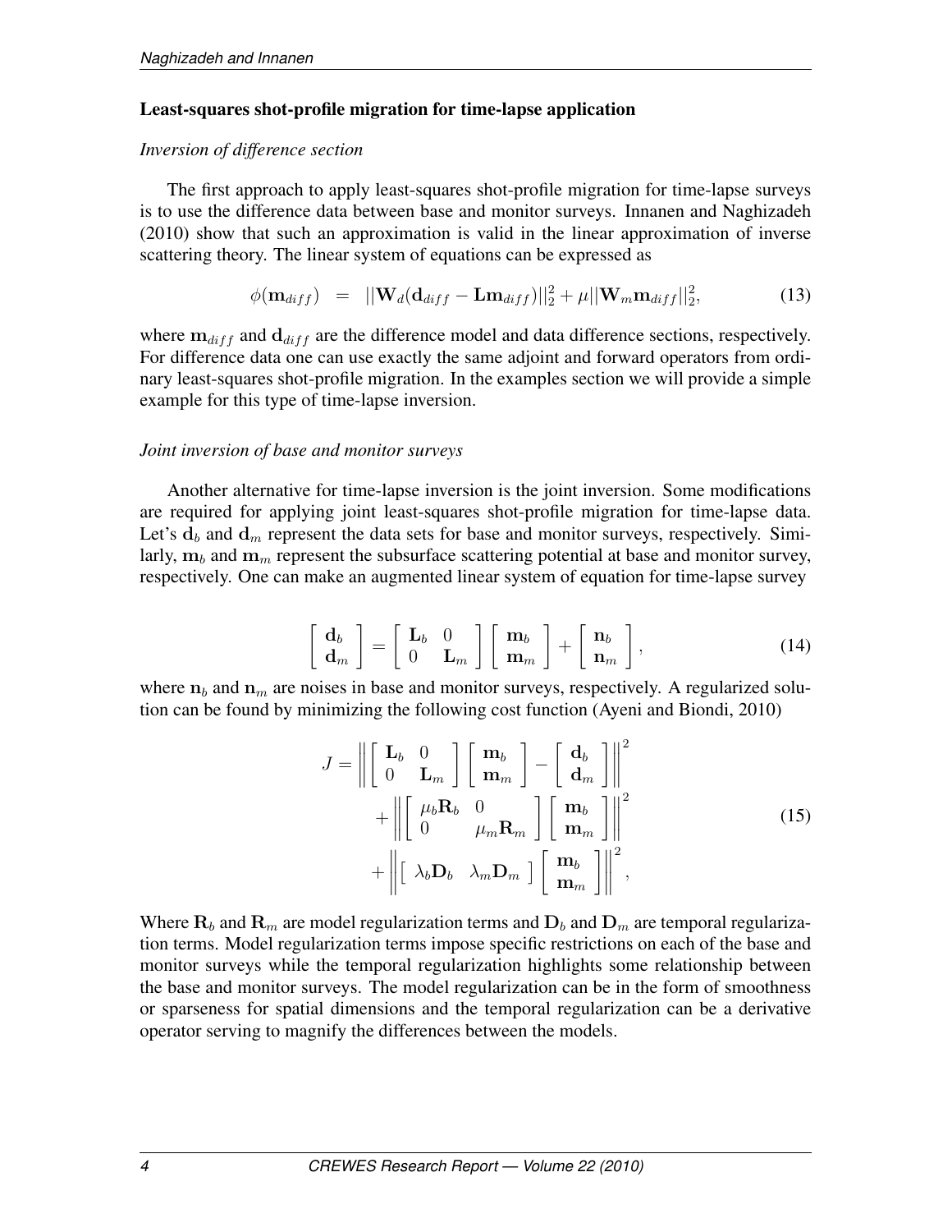## Least-squares shot-profile migration for time-lapse application

### *Inversion of difference section*

The first approach to apply least-squares shot-profile migration for time-lapse surveys is to use the difference data between base and monitor surveys. Innanen and Naghizadeh (2010) show that such an approximation is valid in the linear approximation of inverse scattering theory. The linear system of equations can be expressed as

$$\phi(\mathbf{m}_{diff}) \;\; = \;\; ||\mathbf{W}_d(\mathbf{d}_{diff} - \mathbf{L}\mathbf{m}_{diff})||_2^2 + \mu||\mathbf{W}_m \mathbf{m}_{diff}||_2^2, \tag{13}$$

where $\mathbf{m}_{diff}$ and $\mathbf{d}_{diff}$ are the difference model and data difference sections, respectively. For difference data one can use exactly the same adjoint and forward operators from ordinary least-squares shot-profile migration. In the examples section we will provide a simple example for this type of time-lapse inversion.

### *Joint inversion of base and monitor surveys*

Another alternative for time-lapse inversion is the joint inversion. Some modifications are required for applying joint least-squares shot-profile migration for time-lapse data. Let's $\mathbf{d}_b$ and $\mathbf{d}_m$ represent the data sets for base and monitor surveys, respectively. Similarly, $\mathbf{m}_b$ and $\mathbf{m}_m$ represent the subsurface scattering potential at base and monitor survey, respectively. One can make an augmented linear system of equation for time-lapse survey

$$\begin{bmatrix} \mathbf{d}_b \\ \mathbf{d}_m \end{bmatrix} = \begin{bmatrix} \mathbf{L}_b & 0 \\ 0 & \mathbf{L}_m \end{bmatrix} \begin{bmatrix} \mathbf{m}_b \\ \mathbf{m}_m \end{bmatrix} + \begin{bmatrix} \mathbf{n}_b \\ \mathbf{n}_m \end{bmatrix}, \tag{14}$$

where $\mathbf{n}_b$ and $\mathbf{n}_m$ are noises in base and monitor surveys, respectively. A regularized solution can be found by minimizing the following cost function (Ayeni and Biondi, 2010)

$$\begin{aligned} J = & \left\| \begin{bmatrix} \mathbf{L}_b & 0 \\ 0 & \mathbf{L}_m \end{bmatrix} \begin{bmatrix} \mathbf{m}_b \\ \mathbf{m}_m \end{bmatrix} - \begin{bmatrix} \mathbf{d}_b \\ \mathbf{d}_m \end{bmatrix} \right\|^2 \\ & + \left\| \begin{bmatrix} \mu_b \mathbf{R}_b & 0 \\ 0 & \mu_m \mathbf{R}_m \end{bmatrix} \begin{bmatrix} \mathbf{m}_b \\ \mathbf{m}_m \end{bmatrix} \right\|^2 \\ & + \left\| \begin{bmatrix} \lambda_b \mathbf{D}_b & \lambda_m \mathbf{D}_m \end{bmatrix} \begin{bmatrix} \mathbf{m}_b \\ \mathbf{m}_m \end{bmatrix} \right\|^2, \end{aligned} \tag{15}$$

Where $\mathbf{R}_b$ and $\mathbf{R}_m$ are model regularization terms and $\mathbf{D}_b$ and $\mathbf{D}_m$ are temporal regularization terms. Model regularization terms impose specific restrictions on each of the base and monitor surveys while the temporal regularization highlights some relationship between the base and monitor surveys. The model regularization can be in the form of smoothness or sparseness for spatial dimensions and the temporal regularization can be a derivative operator serving to magnify the differences between the models.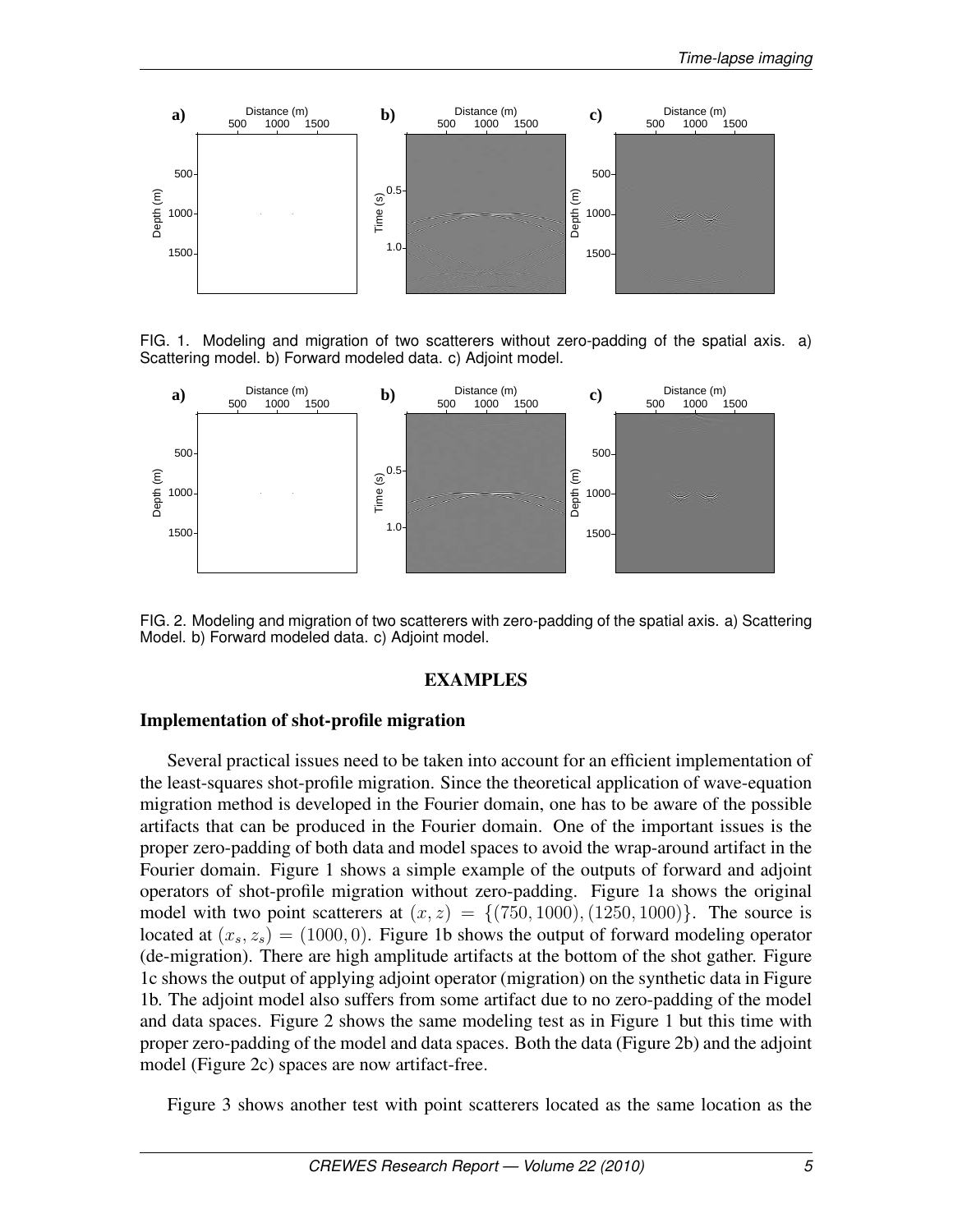a)
Distance (m)
500 1000 1500
Depth (m)
500
1000
1500

b)
Distance (m)
500 1000 1500
Time (s)
0.5
1.0

c)
Distance (m)
500 1000 1500
Depth (m)
500
1000
1500

FIG. 1. Modeling and migration of two scatterers without zero-padding of the spatial axis. a) Scattering model. b) Forward modeled data. c) Adjoint model.

a)
Distance (m)
500 1000 1500
Depth (m)
500
1000
1500

b)
Distance (m)
500 1000 1500
Time (s)
0.5
1.0

c)
Distance (m)
500 1000 1500
Depth (m)
500
1000
1500

FIG. 2. Modeling and migration of two scatterers with zero-padding of the spatial axis. a) Scattering Model. b) Forward modeled data. c) Adjoint model.

## EXAMPLES

### Implementation of shot-profile migration

Several practical issues need to be taken into account for an efficient implementation of the least-squares shot-profile migration. Since the theoretical application of wave-equation migration method is developed in the Fourier domain, one has to be aware of the possible artifacts that can be produced in the Fourier domain. One of the important issues is the proper zero-padding of both data and model spaces to avoid the wrap-around artifact in the Fourier domain. Figure 1 shows a simple example of the outputs of forward and adjoint operators of shot-profile migration without zero-padding. Figure 1a shows the original model with two point scatterers at $(x, z) = \{(750, 1000), (1250, 1000)\}$. The source is located at $(x_s, z_s) = (1000, 0)$. Figure 1b shows the output of forward modeling operator (de-migration). There are high amplitude artifacts at the bottom of the shot gather. Figure 1c shows the output of applying adjoint operator (migration) on the synthetic data in Figure 1b. The adjoint model also suffers from some artifact due to no zero-padding of the model and data spaces. Figure 2 shows the same modeling test as in Figure 1 but this time with proper zero-padding of the model and data spaces. Both the data (Figure 2b) and the adjoint model (Figure 2c) spaces are now artifact-free.

Figure 3 shows another test with point scatterers located as the same location as the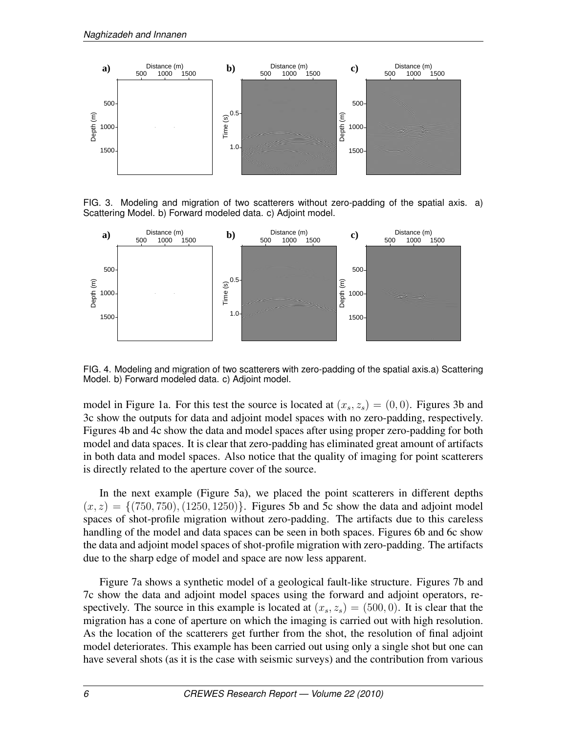a) Distance (m) 500 1000 1500 Depth (m) 500 1000 1500

b) Distance (m) 500 1000 1500 Time (s) 0.5 1.0

c) Distance (m) 500 1000 1500 Depth (m) 500 1000 1500

FIG. 3. Modeling and migration of two scatterers without zero-padding of the spatial axis. a) Scattering Model. b) Forward modeled data. c) Adjoint model.

a) Distance (m) 500 1000 1500 Depth (m) 500 1000 1500

b) Distance (m) 500 1000 1500 Time (s) 0.5 1.0

c) Distance (m) 500 1000 1500 Depth (m) 500 1000 1500

FIG. 4. Modeling and migration of two scatterers with zero-padding of the spatial axis.a) Scattering Model. b) Forward modeled data. c) Adjoint model.

model in Figure 1a. For this test the source is located at $(x_s, z_s) = (0, 0)$. Figures 3b and 3c show the outputs for data and adjoint model spaces with no zero-padding, respectively. Figures 4b and 4c show the data and model spaces after using proper zero-padding for both model and data spaces. It is clear that zero-padding has eliminated great amount of artifacts in both data and model spaces. Also notice that the quality of imaging for point scatterers is directly related to the aperture cover of the source.

In the next example (Figure 5a), we placed the point scatterers in different depths $(x, z) = \{(750, 750), (1250, 1250)\}$. Figures 5b and 5c show the data and adjoint model spaces of shot-profile migration without zero-padding. The artifacts due to this careless handling of the model and data spaces can be seen in both spaces. Figures 6b and 6c show the data and adjoint model spaces of shot-profile migration with zero-padding. The artifacts due to the sharp edge of model and space are now less apparent.

Figure 7a shows a synthetic model of a geological fault-like structure. Figures 7b and 7c show the data and adjoint model spaces using the forward and adjoint operators, respectively. The source in this example is located at $(x_s, z_s) = (500, 0)$. It is clear that the migration has a cone of aperture on which the imaging is carried out with high resolution. As the location of the scatterers get further from the shot, the resolution of final adjoint model deteriorates. This example has been carried out using only a single shot but one can have several shots (as it is the case with seismic surveys) and the contribution from various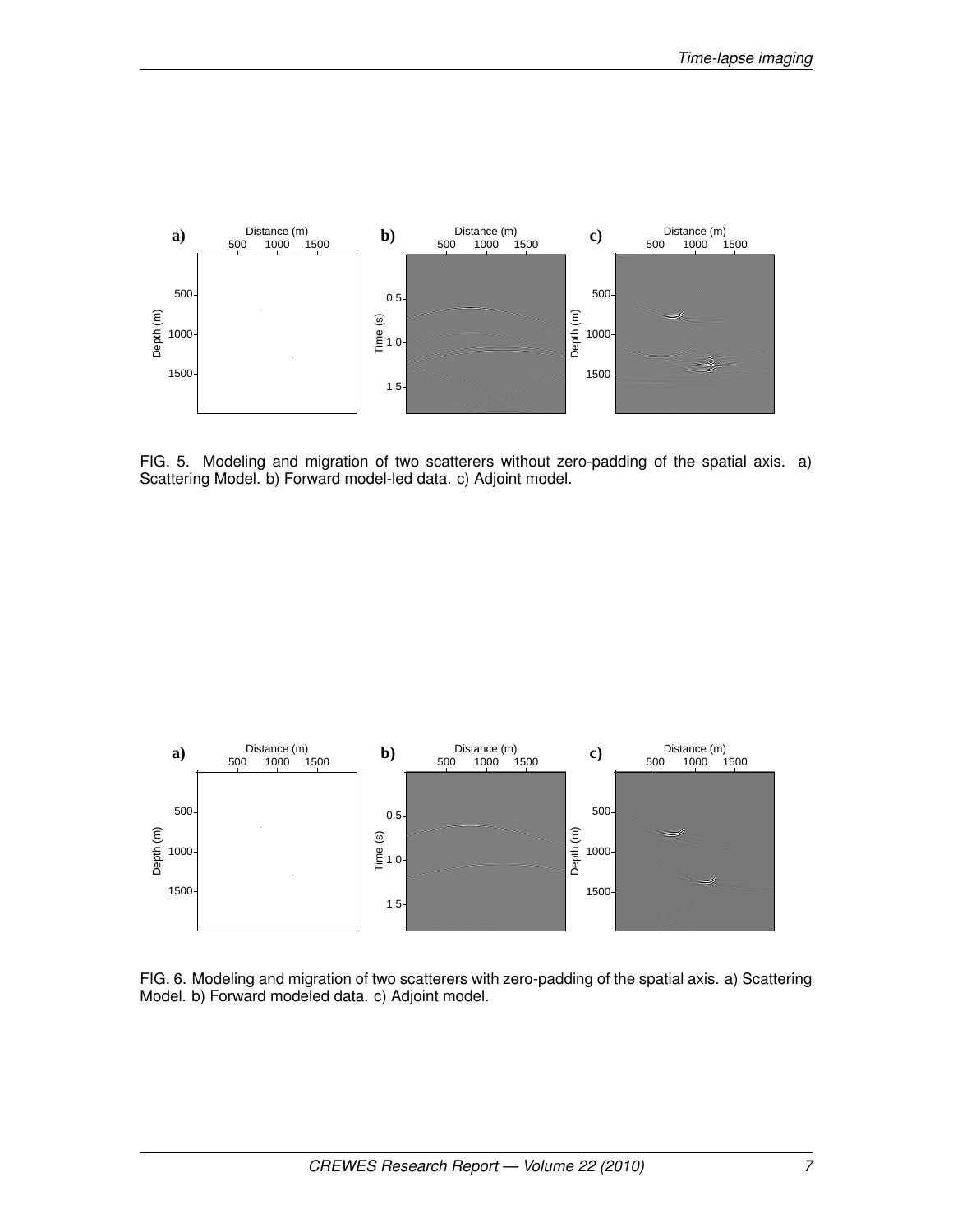a)
Distance (m)
500 1000 1500
Depth (m)
500
1000
1500

b)
Distance (m)
500 1000 1500
Time (s)
0.5
1.0
1.5

c)
Distance (m)
500 1000 1500
Depth (m)
500
1000
1500

FIG. 5. Modeling and migration of two scatterers without zero-padding of the spatial axis. a) Scattering Model. b) Forward model-led data. c) Adjoint model.

a)
Distance (m)
500 1000 1500
Depth (m)
500
1000
1500

b)
Distance (m)
500 1000 1500
Time (s)
0.5
1.0
1.5

c)
Distance (m)
500 1000 1500
Depth (m)
500
1000
1500

FIG. 6. Modeling and migration of two scatterers with zero-padding of the spatial axis. a) Scattering Model. b) Forward modeled data. c) Adjoint model.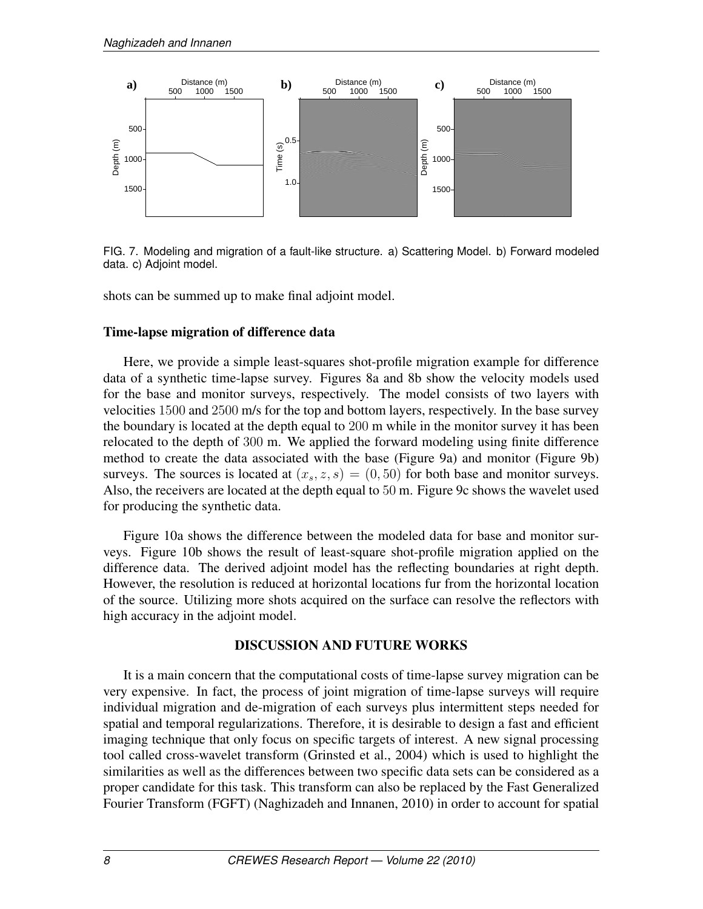a)
Distance (m)
500 1000 1500
Depth (m)
500
1000
1500

b)
Distance (m)
500 1000 1500
Time (s)
0.5
1.0

c)
Distance (m)
500 1000 1500
Depth (m)
500
1000
1500

FIG. 7. Modeling and migration of a fault-like structure. a) Scattering Model. b) Forward modeled data. c) Adjoint model.

shots can be summed up to make final adjoint model.

### Time-lapse migration of difference data

Here, we provide a simple least-squares shot-profile migration example for difference data of a synthetic time-lapse survey. Figures 8a and 8b show the velocity models used for the base and monitor surveys, respectively. The model consists of two layers with velocities $1500$ and $2500$ m/s for the top and bottom layers, respectively. In the base survey the boundary is located at the depth equal to $200$ m while in the monitor survey it has been relocated to the depth of $300$ m. We applied the forward modeling using finite difference method to create the data associated with the base (Figure 9a) and monitor (Figure 9b) surveys. The sources is located at $(x_s, z, s) = (0, 50)$ for both base and monitor surveys. Also, the receivers are located at the depth equal to $50$ m. Figure 9c shows the wavelet used for producing the synthetic data.

Figure 10a shows the difference between the modeled data for base and monitor surveys. Figure 10b shows the result of least-square shot-profile migration applied on the difference data. The derived adjoint model has the reflecting boundaries at right depth. However, the resolution is reduced at horizontal locations fur from the horizontal location of the source. Utilizing more shots acquired on the surface can resolve the reflectors with high accuracy in the adjoint model.

## DISCUSSION AND FUTURE WORKS

It is a main concern that the computational costs of time-lapse survey migration can be very expensive. In fact, the process of joint migration of time-lapse surveys will require individual migration and de-migration of each surveys plus intermittent steps needed for spatial and temporal regularizations. Therefore, it is desirable to design a fast and efficient imaging technique that only focus on specific targets of interest. A new signal processing tool called cross-wavelet transform (Grinsted et al., 2004) which is used to highlight the similarities as well as the differences between two specific data sets can be considered as a proper candidate for this task. This transform can also be replaced by the Fast Generalized Fourier Transform (FGFT) (Naghizadeh and Innanen, 2010) in order to account for spatial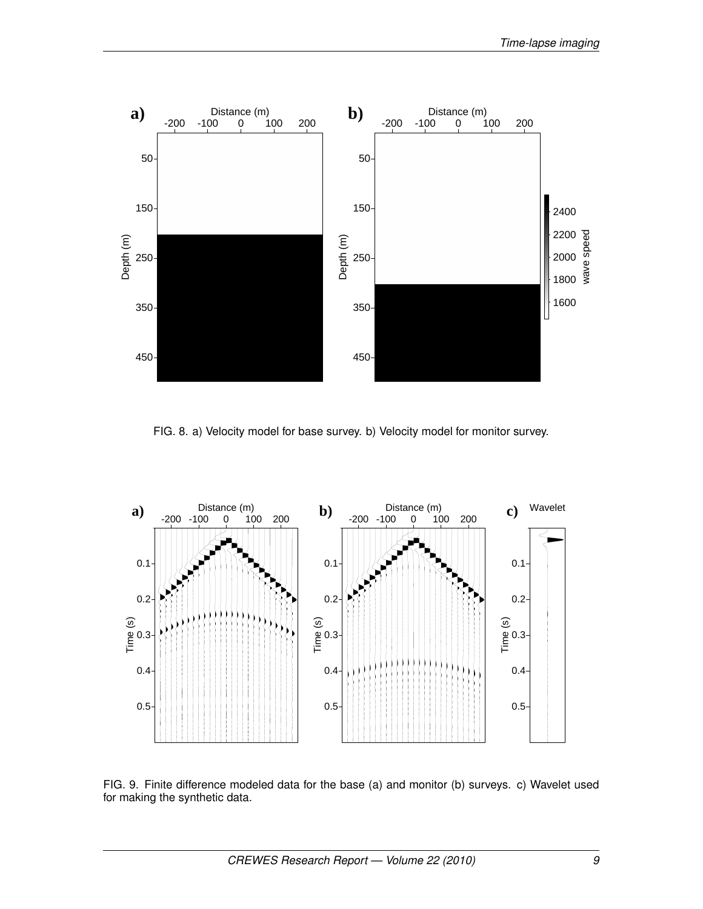a)

Distance (m)

-200 -100 0 100 200

Depth (m)

50

150

250

350

450

b)

Distance (m)

-200 -100 0 100 200

Depth (m)

50

150

250

350

450

wave speed

2400

2200

2000

1800

1600

FIG. 8. a) Velocity model for base survey. b) Velocity model for monitor survey.

a)

Distance (m)

-200 -100 0 100 200

Time (s)

0.1

0.2

0.3

0.4

0.5

b)

Distance (m)

-200 -100 0 100 200

Time (s)

0.1

0.2

0.3

0.4

0.5

c)

Wavelet

Time (s)

0.1

0.2

0.3

0.4

0.5

FIG. 9. Finite difference modeled data for the base (a) and monitor (b) surveys. c) Wavelet used for making the synthetic data.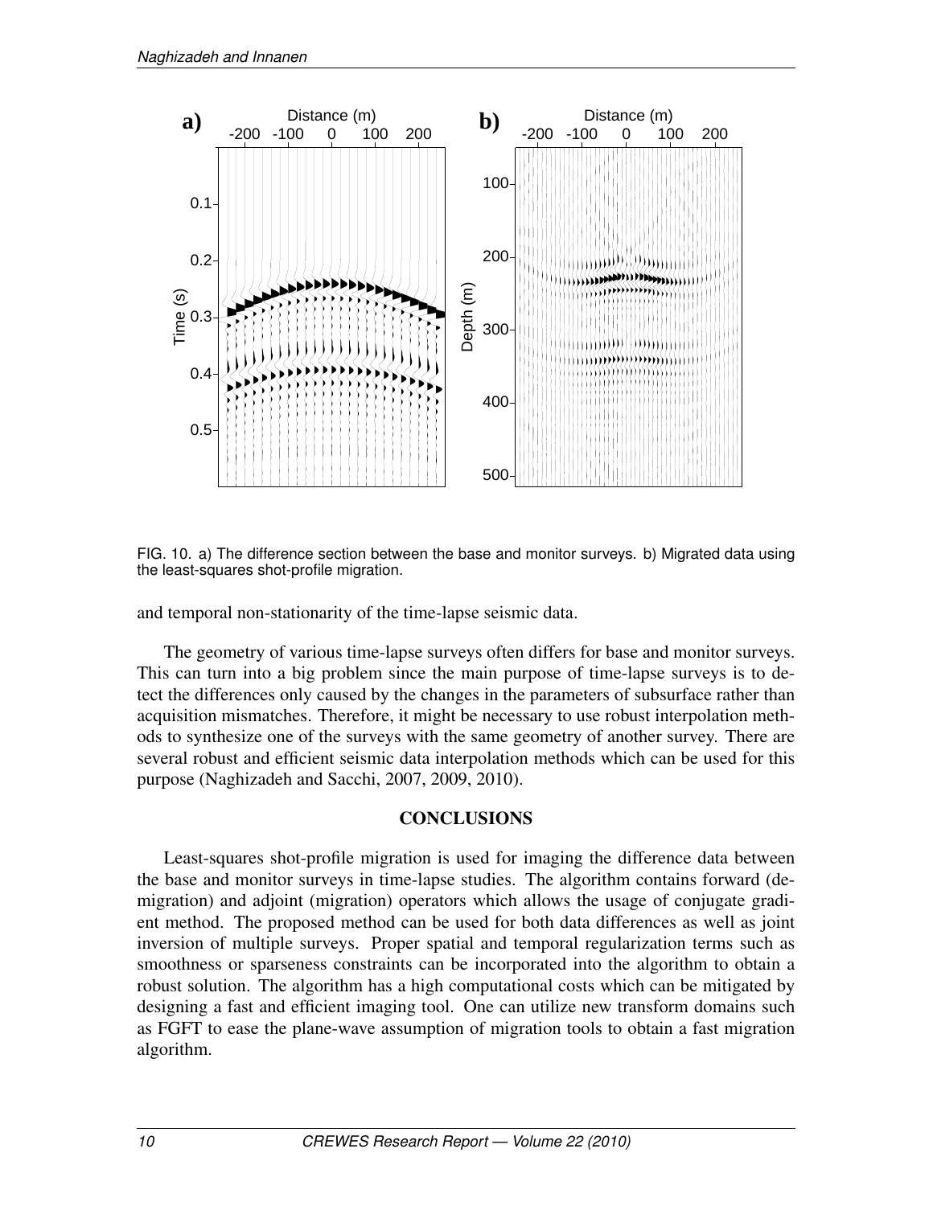a)

Distance (m)

-200 -100 0 100 200

Time (s)

0.1

0.2

0.3

0.4

0.5

b)

Distance (m)

-200 -100 0 100 200

Depth (m)

100

200

300

400

500

FIG. 10. a) The difference section between the base and monitor surveys. b) Migrated data using the least-squares shot-profile migration.

and temporal non-stationarity of the time-lapse seismic data.

The geometry of various time-lapse surveys often differs for base and monitor surveys. This can turn into a big problem since the main purpose of time-lapse surveys is to detect the differences only caused by the changes in the parameters of subsurface rather than acquisition mismatches. Therefore, it might be necessary to use robust interpolation methods to synthesize one of the surveys with the same geometry of another survey. There are several robust and efficient seismic data interpolation methods which can be used for this purpose (Naghizadeh and Sacchi, 2007, 2009, 2010).

## CONCLUSIONS

Least-squares shot-profile migration is used for imaging the difference data between the base and monitor surveys in time-lapse studies. The algorithm contains forward (demigration) and adjoint (migration) operators which allows the usage of conjugate gradient method. The proposed method can be used for both data differences as well as joint inversion of multiple surveys. Proper spatial and temporal regularization terms such as smoothness or sparseness constraints can be incorporated into the algorithm to obtain a robust solution. The algorithm has a high computational costs which can be mitigated by designing a fast and efficient imaging tool. One can utilize new transform domains such as FGFT to ease the plane-wave assumption of migration tools to obtain a fast migration algorithm.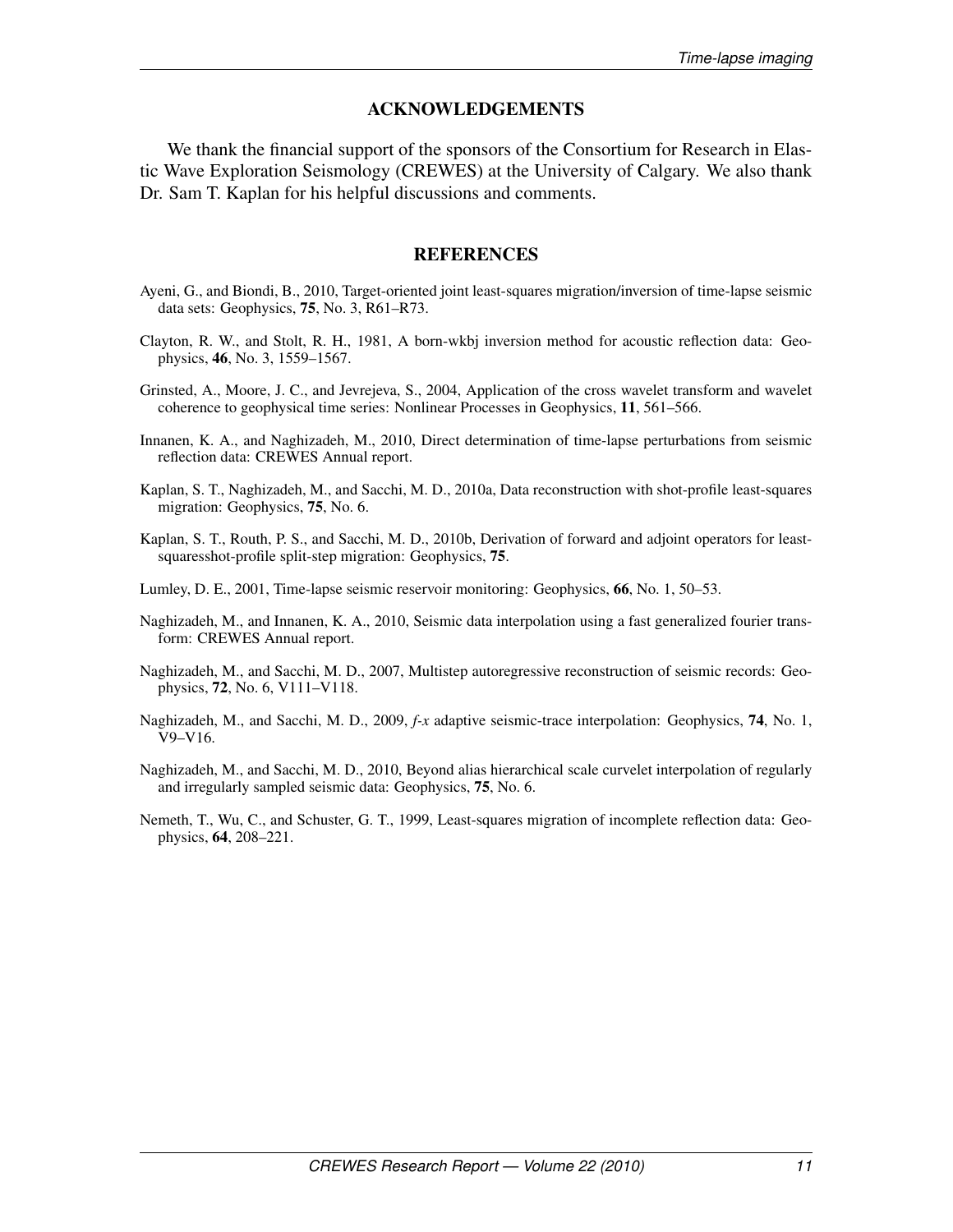## ACKNOWLEDGEMENTS

We thank the financial support of the sponsors of the Consortium for Research in Elastic Wave Exploration Seismology (CREWES) at the University of Calgary. We also thank Dr. Sam T. Kaplan for his helpful discussions and comments.

## REFERENCES

Ayeni, G., and Biondi, B., 2010, Target-oriented joint least-squares migration/inversion of time-lapse seismic data sets: Geophysics, **75**, No. 3, R61–R73.

Clayton, R. W., and Stolt, R. H., 1981, A born-wkbj inversion method for acoustic reflection data: Geophysics, **46**, No. 3, 1559–1567.

Grinsted, A., Moore, J. C., and Jevrejeva, S., 2004, Application of the cross wavelet transform and wavelet coherence to geophysical time series: Nonlinear Processes in Geophysics, **11**, 561–566.

Innanen, K. A., and Naghizadeh, M., 2010, Direct determination of time-lapse perturbations from seismic reflection data: CREWES Annual report.

Kaplan, S. T., Naghizadeh, M., and Sacchi, M. D., 2010a, Data reconstruction with shot-profile least-squares migration: Geophysics, **75**, No. 6.

Kaplan, S. T., Routh, P. S., and Sacchi, M. D., 2010b, Derivation of forward and adjoint operators for least-squaresshot-profile split-step migration: Geophysics, **75**.

Lumley, D. E., 2001, Time-lapse seismic reservoir monitoring: Geophysics, **66**, No. 1, 50–53.

Naghizadeh, M., and Innanen, K. A., 2010, Seismic data interpolation using a fast generalized fourier transform: CREWES Annual report.

Naghizadeh, M., and Sacchi, M. D., 2007, Multistep autoregressive reconstruction of seismic records: Geophysics, **72**, No. 6, V111–V118.

Naghizadeh, M., and Sacchi, M. D., 2009, *f-x* adaptive seismic-trace interpolation: Geophysics, **74**, No. 1, V9–V16.

Naghizadeh, M., and Sacchi, M. D., 2010, Beyond alias hierarchical scale curvelet interpolation of regularly and irregularly sampled seismic data: Geophysics, **75**, No. 6.

Nemeth, T., Wu, C., and Schuster, G. T., 1999, Least-squares migration of incomplete reflection data: Geophysics, **64**, 208–221.